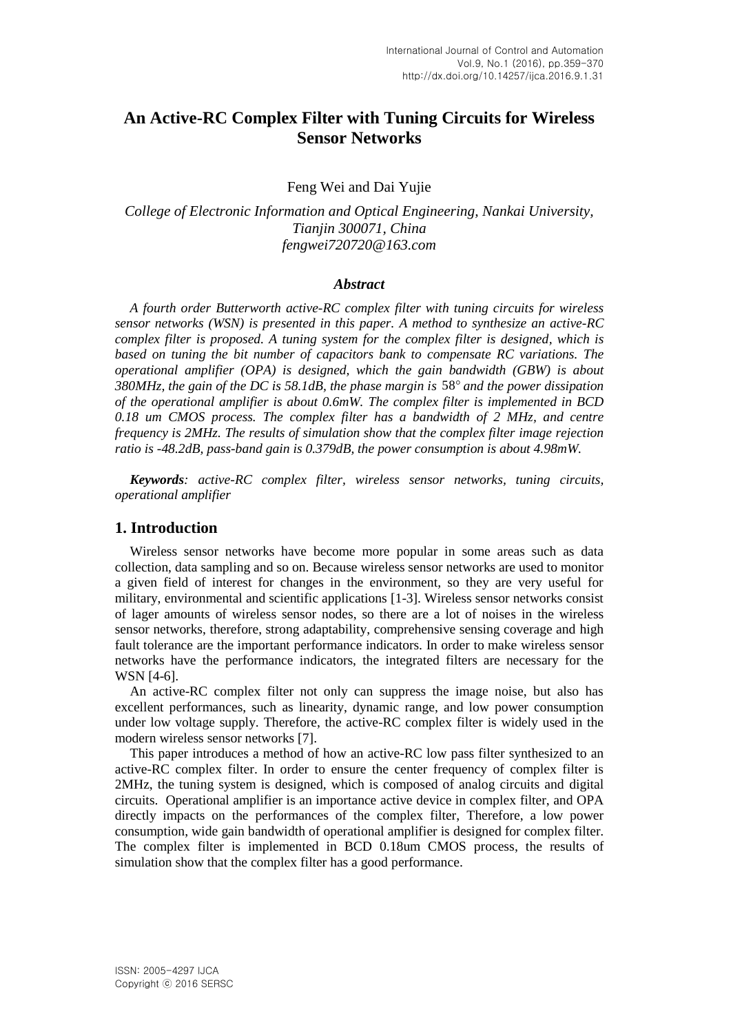# An Active-RC Complex Filter with Tuning Circuits for Wireless Sensor Networks

Feng Wei and Dai Yujie

*College of Electronic Information and Optical Engineering, Nankai University, Tianjin 300071, China*
*fengwei720720@163.com*

### *Abstract*

*A fourth order Butterworth active-RC complex filter with tuning circuits for wireless sensor networks (WSN) is presented in this paper. A method to synthesize an active-RC complex filter is proposed. A tuning system for the complex filter is designed, which is based on tuning the bit number of capacitors bank to compensate RC variations. The operational amplifier (OPA) is designed, which the gain bandwidth (GBW) is about 380MHz, the gain of the DC is 58.1dB, the phase margin is* $58^{\circ}$ *and the power dissipation of the operational amplifier is about 0.6mW. The complex filter is implemented in BCD 0.18 um CMOS process. The complex filter has a bandwidth of 2 MHz, and centre frequency is 2MHz. The results of simulation show that the complex filter image rejection ratio is -48.2dB, pass-band gain is 0.379dB, the power consumption is about 4.98mW.*

***Keywords**: active-RC complex filter, wireless sensor networks, tuning circuits, operational amplifier*

## 1. Introduction

Wireless sensor networks have become more popular in some areas such as data collection, data sampling and so on. Because wireless sensor networks are used to monitor a given field of interest for changes in the environment, so they are very useful for military, environmental and scientific applications [1-3]. Wireless sensor networks consist of lager amounts of wireless sensor nodes, so there are a lot of noises in the wireless sensor networks, therefore, strong adaptability, comprehensive sensing coverage and high fault tolerance are the important performance indicators. In order to make wireless sensor networks have the performance indicators, the integrated filters are necessary for the WSN [4-6].

An active-RC complex filter not only can suppress the image noise, but also has excellent performances, such as linearity, dynamic range, and low power consumption under low voltage supply. Therefore, the active-RC complex filter is widely used in the modern wireless sensor networks [7].

This paper introduces a method of how an active-RC low pass filter synthesized to an active-RC complex filter. In order to ensure the center frequency of complex filter is 2MHz, the tuning system is designed, which is composed of analog circuits and digital circuits. Operational amplifier is an importance active device in complex filter, and OPA directly impacts on the performances of the complex filter, Therefore, a low power consumption, wide gain bandwidth of operational amplifier is designed for complex filter. The complex filter is implemented in BCD 0.18um CMOS process, the results of simulation show that the complex filter has a good performance.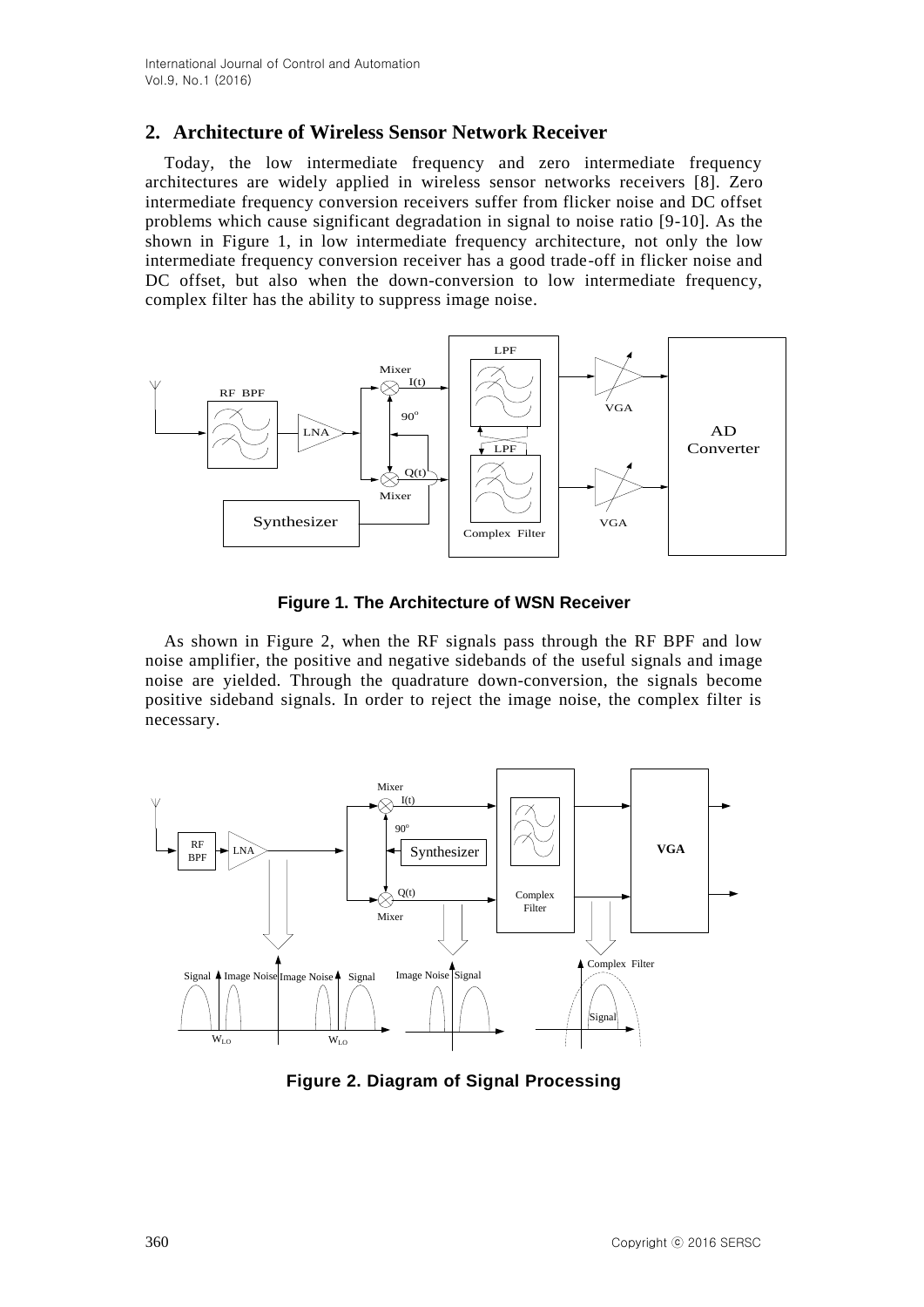## 2. Architecture of Wireless Sensor Network Receiver

Today, the low intermediate frequency and zero intermediate frequency architectures are widely applied in wireless sensor networks receivers [8]. Zero intermediate frequency conversion receivers suffer from flicker noise and DC offset problems which cause significant degradation in signal to noise ratio [9-10]. As the shown in Figure 1, in low intermediate frequency architecture, not only the low intermediate frequency conversion receiver has a good trade-off in flicker noise and DC offset, but also when the down-conversion to low intermediate frequency, complex filter has the ability to suppress image noise.

**Figure 1. The Architecture of WSN Receiver**

As shown in Figure 2, when the RF signals pass through the RF BPF and low noise amplifier, the positive and negative sidebands of the useful signals and image noise are yielded. Through the quadrature down-conversion, the signals become positive sideband signals. In order to reject the image noise, the complex filter is necessary.

**Figure 2. Diagram of Signal Processing**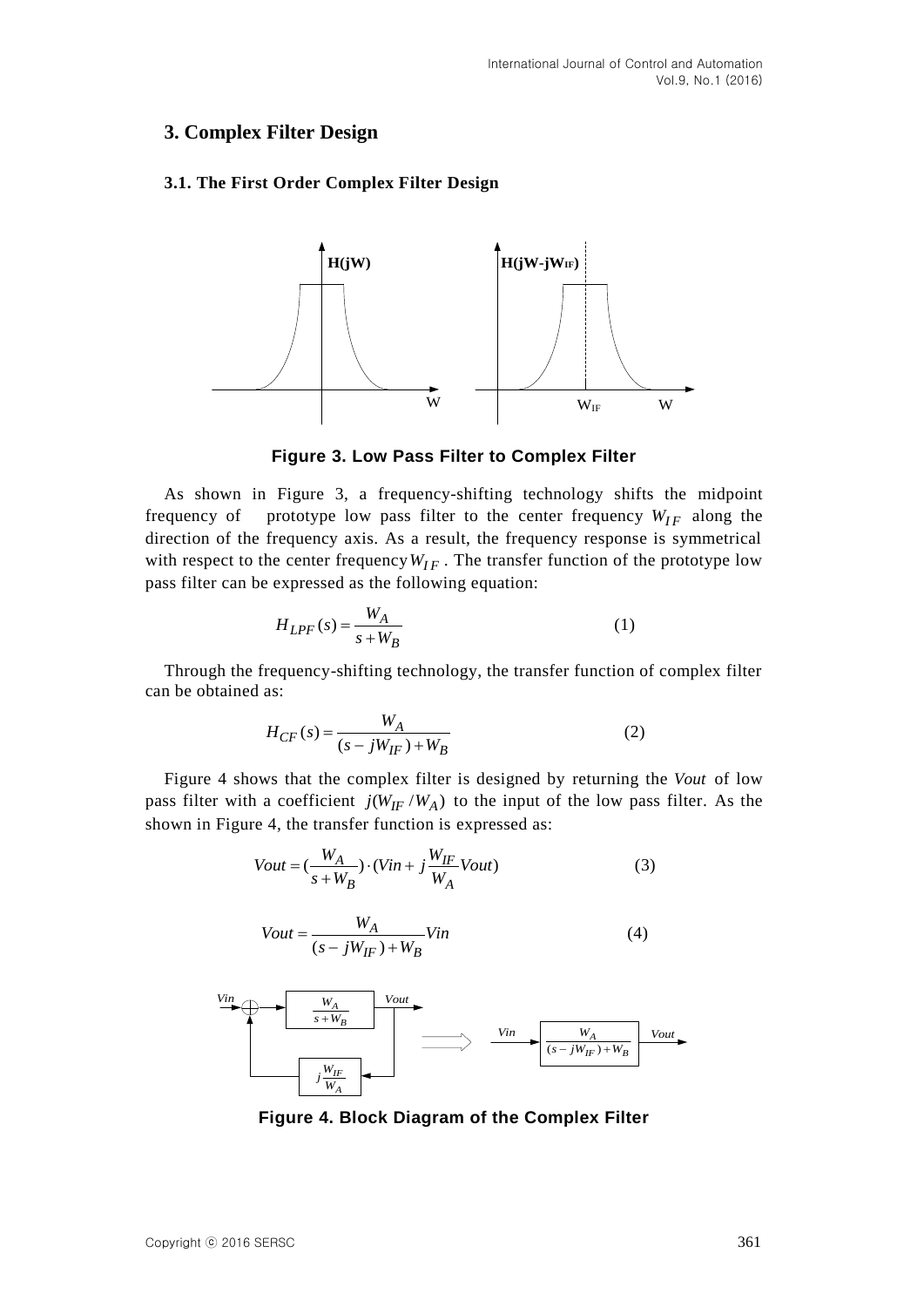## 3. Complex Filter Design

### 3.1. The First Order Complex Filter Design

**Figure 3. Low Pass Filter to Complex Filter**

As shown in Figure 3, a frequency-shifting technology shifts the midpoint frequency of prototype low pass filter to the center frequency $W_{IF}$ along the direction of the frequency axis. As a result, the frequency response is symmetrical with respect to the center frequency $W_{IF}$. The transfer function of the prototype low pass filter can be expressed as the following equation:

$$H_{LPF}(s) = \frac{W_A}{s + W_B} \tag{1}$$

Through the frequency-shifting technology, the transfer function of complex filter can be obtained as:

$$H_{CF}(s) = \frac{W_A}{(s - jW_{IF}) + W_B} \tag{2}$$

Figure 4 shows that the complex filter is designed by returning the *Vout* of low pass filter with a coefficient $j(W_{IF}/W_A)$ to the input of the low pass filter. As the shown in Figure 4, the transfer function is expressed as:

$$Vout = (\frac{W_A}{s + W_B}) \cdot (Vin + j\frac{W_{IF}}{W_A}Vout) \tag{3}$$

$$Vout = \frac{W_A}{(s - jW_{IF}) + W_B}Vin \tag{4}$$

**Figure 4. Block Diagram of the Complex Filter**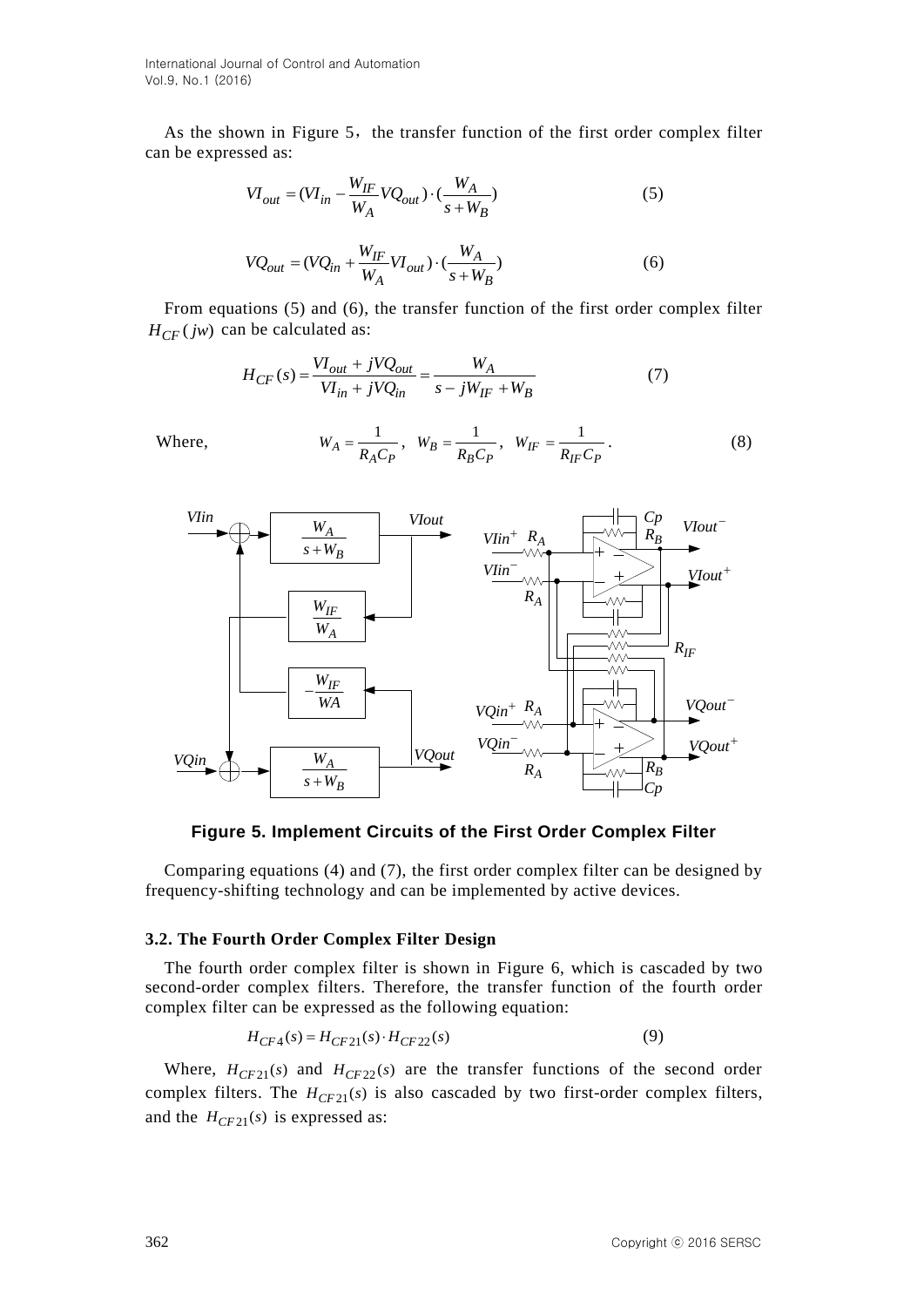As the shown in Figure 5, the transfer function of the first order complex filter can be expressed as:

$$VI_{out} = (VI_{in} - \frac{W_{IF}}{W_A} VQ_{out}) \cdot (\frac{W_A}{s + W_B}) \tag{5}$$

$$VQ_{out} = (VQ_{in} + \frac{W_{IF}}{W_A} VI_{out}) \cdot (\frac{W_A}{s + W_B}) \tag{6}$$

From equations (5) and (6), the transfer function of the first order complex filter $H_{CF}(jw)$ can be calculated as:

$$H_{CF}(s) = \frac{VI_{out} + jVQ_{out}}{VI_{in} + jVQ_{in}} = \frac{W_A}{s - jW_{IF} + W_B} \tag{7}$$

Where,

$$W_A = \frac{1}{R_A C_P}, \quad W_B = \frac{1}{R_B C_P}, \quad W_{IF} = \frac{1}{R_{IF} C_P}. \tag{8}$$

**Figure 5. Implement Circuits of the First Order Complex Filter**

Comparing equations (4) and (7), the first order complex filter can be designed by frequency-shifting technology and can be implemented by active devices.

### 3.2. The Fourth Order Complex Filter Design

The fourth order complex filter is shown in Figure 6, which is cascaded by two second-order complex filters. Therefore, the transfer function of the fourth order complex filter can be expressed as the following equation:

$$H_{CF4}(s) = H_{CF21}(s) \cdot H_{CF22}(s) \tag{9}$$

Where, $H_{CF21}(s)$ and $H_{CF22}(s)$ are the transfer functions of the second order complex filters. The $H_{CF21}(s)$ is also cascaded by two first-order complex filters, and the $H_{CF21}(s)$ is expressed as: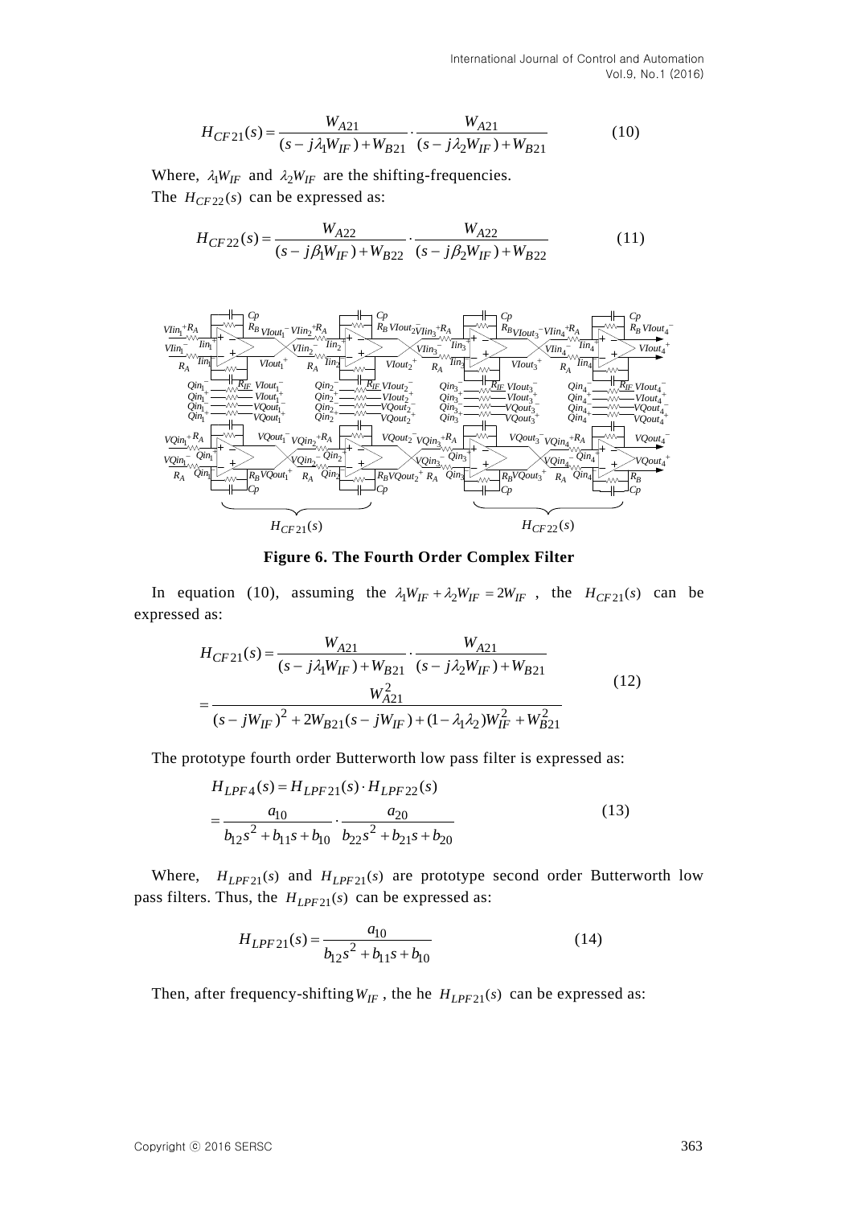$$H_{CF21}(s) = \frac{W_{A21}}{(s - j\lambda_1 W_{IF}) + W_{B21}} \cdot \frac{W_{A21}}{(s - j\lambda_2 W_{IF}) + W_{B21}} \tag{10}$$

Where, $\lambda_1 W_{IF}$ and $\lambda_2 W_{IF}$ are the shifting-frequencies.

The $H_{CF22}(s)$ can be expressed as:

$$H_{CF22}(s) = \frac{W_{A22}}{(s - j\beta_1 W_{IF}) + W_{B22}} \cdot \frac{W_{A22}}{(s - j\beta_2 W_{IF}) + W_{B22}} \tag{11}$$

**Figure 6. The Fourth Order Complex Filter**

In equation (10), assuming the $\lambda_1 W_{IF} + \lambda_2 W_{IF} = 2W_{IF}$, the $H_{CF21}(s)$ can be expressed as:

$$\begin{aligned} H_{CF21}(s) &= \frac{W_{A21}}{(s - j\lambda_1 W_{IF}) + W_{B21}} \cdot \frac{W_{A21}}{(s - j\lambda_2 W_{IF}) + W_{B21}} \\ &= \frac{W_{A21}^2}{(s - jW_{IF})^2 + 2W_{B21}(s - jW_{IF}) + (1 - \lambda_1 \lambda_2) W_{IF}^2 + W_{B21}^2} \end{aligned} \tag{12}$$

The prototype fourth order Butterworth low pass filter is expressed as:

$$\begin{aligned} H_{LPF4}(s) &= H_{LPF21}(s) \cdot H_{LPF22}(s) \\ &= \frac{a_{10}}{b_{12}s^2 + b_{11}s + b_{10}} \cdot \frac{a_{20}}{b_{22}s^2 + b_{21}s + b_{20}} \end{aligned} \tag{13}$$

Where, $H_{LPF21}(s)$ and $H_{LPF21}(s)$ are prototype second order Butterworth low pass filters. Thus, the $H_{LPF21}(s)$ can be expressed as:

$$H_{LPF21}(s) = \frac{a_{10}}{b_{12}s^2 + b_{11}s + b_{10}} \tag{14}$$

Then, after frequency-shifting $W_{IF}$, the he $H_{LPF21}(s)$ can be expressed as: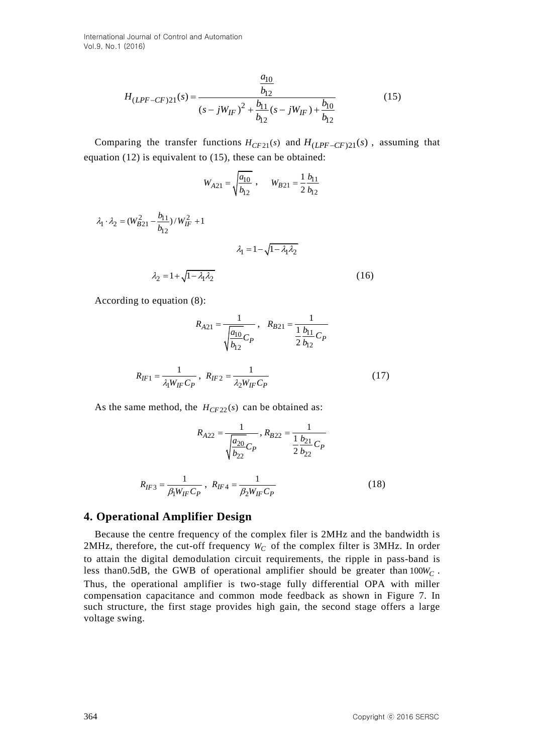$$H_{(LPF-CF)21}(s) = \frac{\frac{a_{10}}{b_{12}}}{(s - jW_{IF})^2 + \frac{b_{11}}{b_{12}}(s - jW_{IF}) + \frac{b_{10}}{b_{12}}} \tag{15}$$

Comparing the transfer functions $H_{CF21}(s)$ and $H_{(LPF-CF)21}(s)$, assuming that equation (12) is equivalent to (15), these can be obtained:

$$W_{A21} = \sqrt{\frac{a_{10}}{b_{12}}}, \quad W_{B21} = \frac{1}{2}\frac{b_{11}}{b_{12}}$$

$$\lambda_1 \cdot \lambda_2 = (W_{B21}^2 - \frac{b_{11}}{b_{12}}) / W_{IF}^2 + 1$$

$$\lambda_1 = 1 - \sqrt{1 - \lambda_1 \lambda_2}$$

$$\lambda_2 = 1 + \sqrt{1 - \lambda_1 \lambda_2} \tag{16}$$

According to equation (8):

$$R_{A21} = \frac{1}{\sqrt{\frac{a_{10}}{b_{12}}} C_P}, \quad R_{B21} = \frac{1}{\frac{1}{2}\frac{b_{11}}{b_{12}} C_P}$$

$$R_{IF1} = \frac{1}{\lambda_1 W_{IF} C_P}, \quad R_{IF2} = \frac{1}{\lambda_2 W_{IF} C_P} \tag{17}$$

As the same method, the $H_{CF22}(s)$ can be obtained as:

$$R_{A22} = \frac{1}{\sqrt{\frac{a_{20}}{b_{22}}} C_P}, \quad R_{B22} = \frac{1}{\frac{1}{2}\frac{b_{21}}{b_{22}} C_P}$$

$$R_{IF3} = \frac{1}{\beta_1 W_{IF} C_P}, \quad R_{IF4} = \frac{1}{\beta_2 W_{IF} C_P} \tag{18}$$

## 4. Operational Amplifier Design

Because the centre frequency of the complex filer is 2MHz and the bandwidth is 2MHz, therefore, the cut-off frequency $W_C$ of the complex filter is 3MHz. In order to attain the digital demodulation circuit requirements, the ripple in pass-band is less than0.5dB, the GWB of operational amplifier should be greater than $100W_C$. Thus, the operational amplifier is two-stage fully differential OPA with miller compensation capacitance and common mode feedback as shown in Figure 7. In such structure, the first stage provides high gain, the second stage offers a large voltage swing.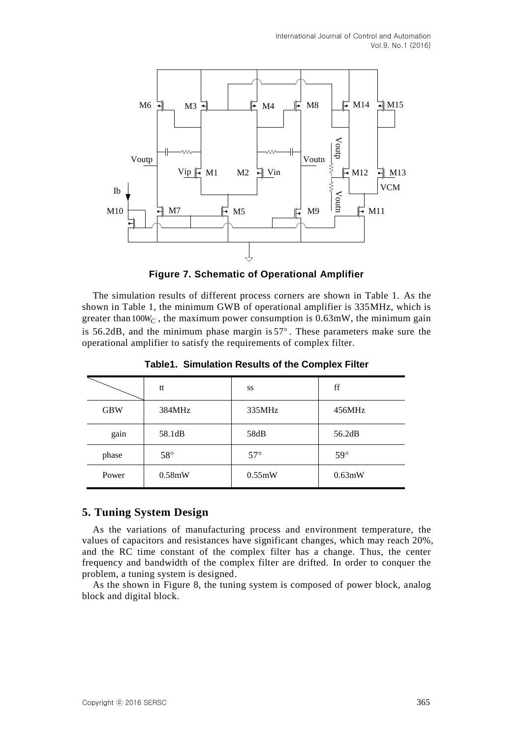**Figure 7. Schematic of Operational Amplifier**

The simulation results of different process corners are shown in Table 1. As the shown in Table 1, the minimum GWB of operational amplifier is 335MHz, which is greater than $100W_C$, the maximum power consumption is 0.63mW, the minimum gain is 56.2dB, and the minimum phase margin is $57°$. These parameters make sure the operational amplifier to satisfy the requirements of complex filter.

**Table1. Simulation Results of the Complex Filter**

| | tt | ss | ff |
|---|---|---|---|
| GBW | 384MHz | 335MHz | 456MHz |
| gain | 58.1dB | 58dB | 56.2dB |
| phase | 58° | 57° | 59° |
| Power | 0.58mW | 0.55mW | 0.63mW |

## 5. Tuning System Design

As the variations of manufacturing process and environment temperature, the values of capacitors and resistances have significant changes, which may reach 20%, and the RC time constant of the complex filter has a change. Thus, the center frequency and bandwidth of the complex filter are drifted. In order to conquer the problem, a tuning system is designed.

As the shown in Figure 8, the tuning system is composed of power block, analog block and digital block.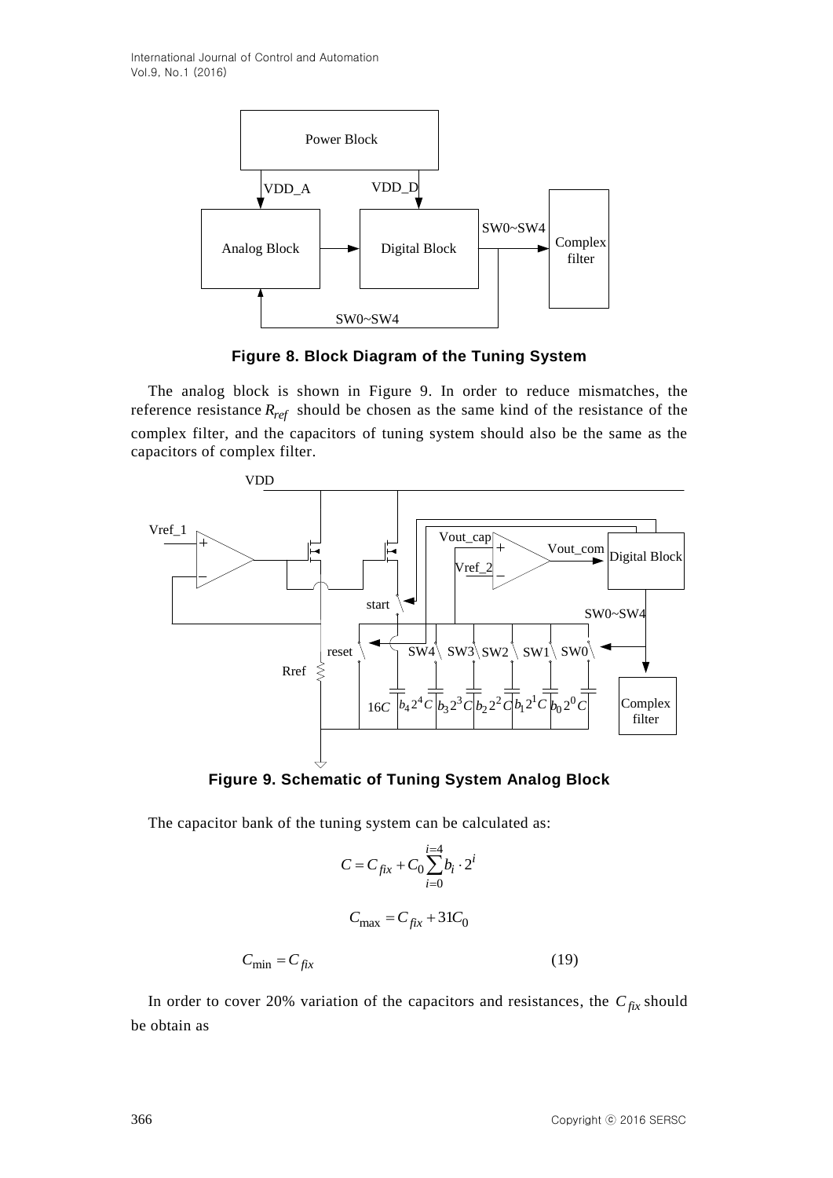**Figure 8. Block Diagram of the Tuning System**

The analog block is shown in Figure 9. In order to reduce mismatches, the reference resistance $R_{ref}$ should be chosen as the same kind of the resistance of the complex filter, and the capacitors of tuning system should also be the same as the capacitors of complex filter.

**Figure 9. Schematic of Tuning System Analog Block**

The capacitor bank of the tuning system can be calculated as:

$$C = C_{fix} + C_0 \sum_{i=0}^{i=4} b_i \cdot 2^i$$

$$C_{\max} = C_{fix} + 31C_0$$

$$C_{\min} = C_{fix} \tag{19}$$

In order to cover 20% variation of the capacitors and resistances, the $C_{fix}$ should be obtain as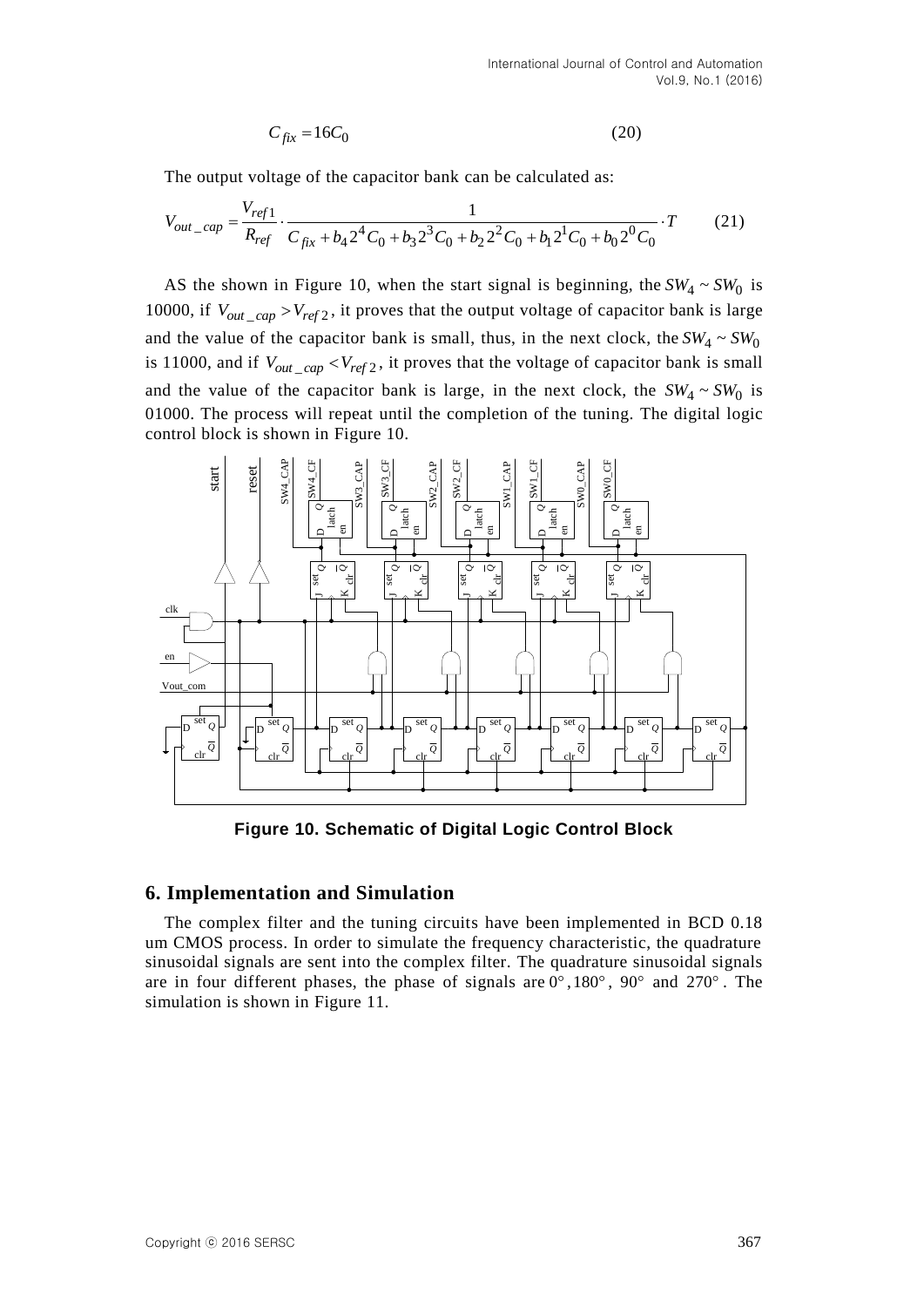$$C_{fix} = 16C_0 \tag{20}$$

The output voltage of the capacitor bank can be calculated as:

$$V_{out\_cap} = \frac{V_{ref1}}{R_{ref}} \cdot \frac{1}{C_{fix} + b_4 2^4 C_0 + b_3 2^3 C_0 + b_2 2^2 C_0 + b_1 2^1 C_0 + b_0 2^0 C_0} \cdot T \tag{21}$$

AS the shown in Figure 10, when the start signal is beginning, the $SW_4 \sim SW_0$ is 10000, if $V_{out\_cap} > V_{ref2}$, it proves that the output voltage of capacitor bank is large and the value of the capacitor bank is small, thus, in the next clock, the $SW_4 \sim SW_0$ is 11000, and if $V_{out\_cap} < V_{ref2}$, it proves that the voltage of capacitor bank is small and the value of the capacitor bank is large, in the next clock, the $SW_4 \sim SW_0$ is 01000. The process will repeat until the completion of the tuning. The digital logic control block is shown in Figure 10.

**Figure 10. Schematic of Digital Logic Control Block**

## 6. Implementation and Simulation

The complex filter and the tuning circuits have been implemented in BCD 0.18 um CMOS process. In order to simulate the frequency characteristic, the quadrature sinusoidal signals are sent into the complex filter. The quadrature sinusoidal signals are in four different phases, the phase of signals are $0°$, $180°$, $90°$ and $270°$. The simulation is shown in Figure 11.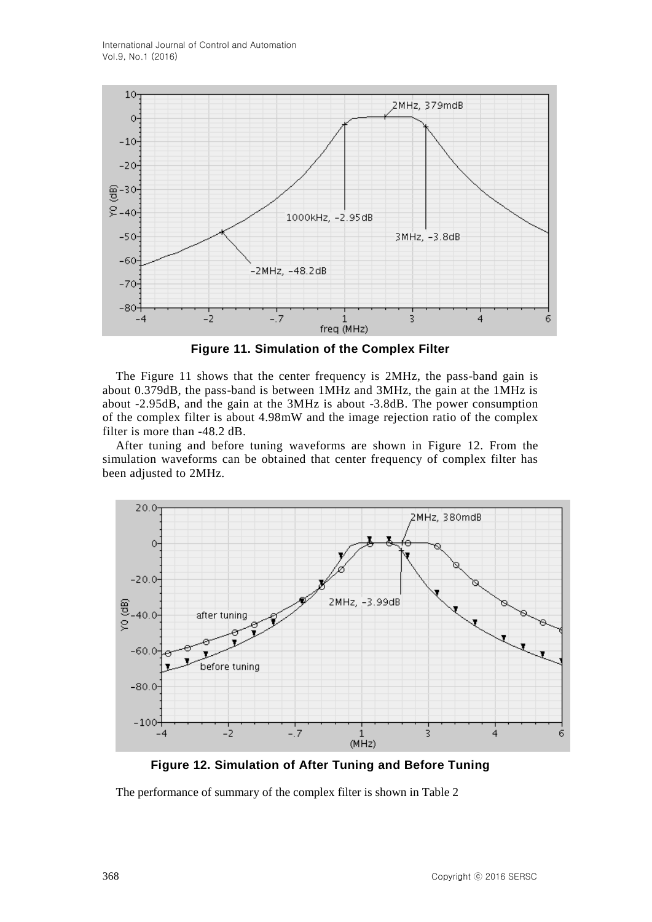Figure 11. Simulation of the Complex Filter

The Figure 11 shows that the center frequency is 2MHz, the pass-band gain is about 0.379dB, the pass-band is between 1MHz and 3MHz, the gain at the 1MHz is about -2.95dB, and the gain at the 3MHz is about -3.8dB. The power consumption of the complex filter is about 4.98mW and the image rejection ratio of the complex filter is more than -48.2 dB.

After tuning and before tuning waveforms are shown in Figure 12. From the simulation waveforms can be obtained that center frequency of complex filter has been adjusted to 2MHz.

Figure 12. Simulation of After Tuning and Before Tuning

The performance of summary of the complex filter is shown in Table 2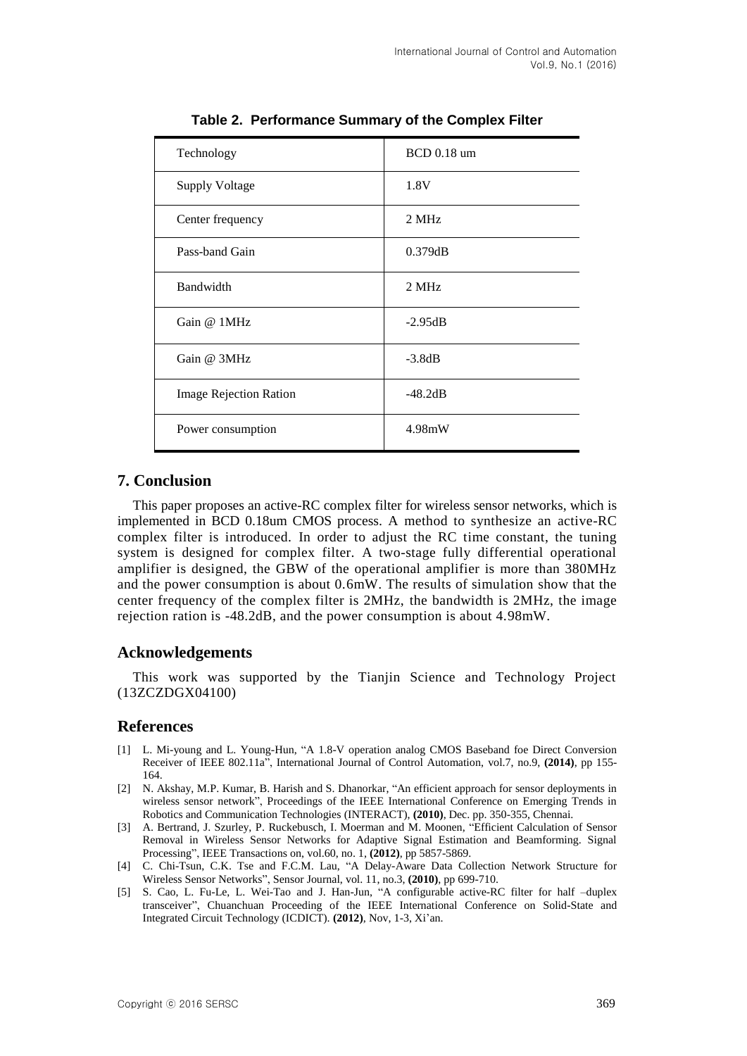**Table 2. Performance Summary of the Complex Filter**

| Technology | BCD 0.18 um |
|---|---|
| Supply Voltage | 1.8V |
| Center frequency | 2 MHz |
| Pass-band Gain | 0.379dB |
| Bandwidth | 2 MHz |
| Gain @ 1MHz | -2.95dB |
| Gain @ 3MHz | -3.8dB |
| Image Rejection Ration | -48.2dB |
| Power consumption | 4.98mW |

## 7. Conclusion

This paper proposes an active-RC complex filter for wireless sensor networks, which is implemented in BCD 0.18um CMOS process. A method to synthesize an active-RC complex filter is introduced. In order to adjust the RC time constant, the tuning system is designed for complex filter. A two-stage fully differential operational amplifier is designed, the GBW of the operational amplifier is more than 380MHz and the power consumption is about 0.6mW. The results of simulation show that the center frequency of the complex filter is 2MHz, the bandwidth is 2MHz, the image rejection ration is -48.2dB, and the power consumption is about 4.98mW.

## Acknowledgements

This work was supported by the Tianjin Science and Technology Project (13ZCZDGX04100)

## References

[1] L. Mi-young and L. Young-Hun, "A 1.8-V operation analog CMOS Baseband foe Direct Conversion Receiver of IEEE 802.11a", International Journal of Control Automation, vol.7, no.9, **(2014)**, pp 155-164.

[2] N. Akshay, M.P. Kumar, B. Harish and S. Dhanorkar, "An efficient approach for sensor deployments in wireless sensor network", Proceedings of the IEEE International Conference on Emerging Trends in Robotics and Communication Technologies (INTERACT), **(2010)**, Dec. pp. 350-355, Chennai.

[3] A. Bertrand, J. Szurley, P. Ruckebusch, I. Moerman and M. Moonen, "Efficient Calculation of Sensor Removal in Wireless Sensor Networks for Adaptive Signal Estimation and Beamforming. Signal Processing", IEEE Transactions on, vol.60, no. 1, **(2012)**, pp 5857-5869.

[4] C. Chi-Tsun, C.K. Tse and F.C.M. Lau, "A Delay-Aware Data Collection Network Structure for Wireless Sensor Networks", Sensor Journal, vol. 11, no.3, **(2010)**, pp 699-710.

[5] S. Cao, L. Fu-Le, L. Wei-Tao and J. Han-Jun, "A configurable active-RC filter for half –duplex transceiver", Chuanchuan Proceeding of the IEEE International Conference on Solid-State and Integrated Circuit Technology (ICDICT). **(2012)**, Nov, 1-3, Xi'an.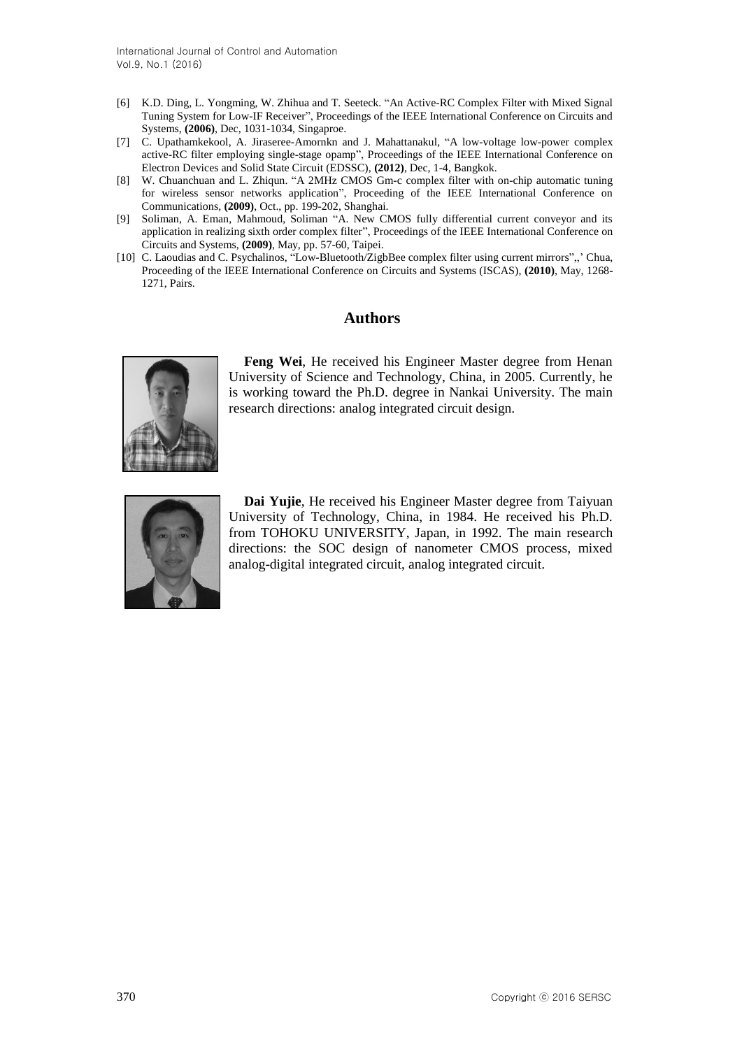[6] K.D. Ding, L. Yongming, W. Zhihua and T. Seeteck. "An Active-RC Complex Filter with Mixed Signal Tuning System for Low-IF Receiver", Proceedings of the IEEE International Conference on Circuits and Systems, **(2006)**, Dec, 1031-1034, Singaproe.

[7] C. Upathamkekool, A. Jiraseree-Amornkn and J. Mahattanakul, "A low-voltage low-power complex active-RC filter employing single-stage opamp", Proceedings of the IEEE International Conference on Electron Devices and Solid State Circuit (EDSSC), **(2012)**, Dec, 1-4, Bangkok.

[8] W. Chuanchuan and L. Zhiqun. "A 2MHz CMOS Gm-c complex filter with on-chip automatic tuning for wireless sensor networks application", Proceeding of the IEEE International Conference on Communications, **(2009)**, Oct., pp. 199-202, Shanghai.

[9] Soliman, A. Eman, Mahmoud, Soliman "A. New CMOS fully differential current conveyor and its application in realizing sixth order complex filter", Proceedings of the IEEE International Conference on Circuits and Systems, **(2009)**, May, pp. 57-60, Taipei.

[10] C. Laoudias and C. Psychalinos, "Low-Bluetooth/ZigbBee complex filter using current mirrors",,' Chua, Proceeding of the IEEE International Conference on Circuits and Systems (ISCAS), **(2010)**, May, 1268-1271, Pairs.

## Authors

**Feng Wei**, He received his Engineer Master degree from Henan University of Science and Technology, China, in 2005. Currently, he is working toward the Ph.D. degree in Nankai University. The main research directions: analog integrated circuit design.

**Dai Yujie**, He received his Engineer Master degree from Taiyuan University of Technology, China, in 1984. He received his Ph.D. from TOHOKU UNIVERSITY, Japan, in 1992. The main research directions: the SOC design of nanometer CMOS process, mixed analog-digital integrated circuit, analog integrated circuit.